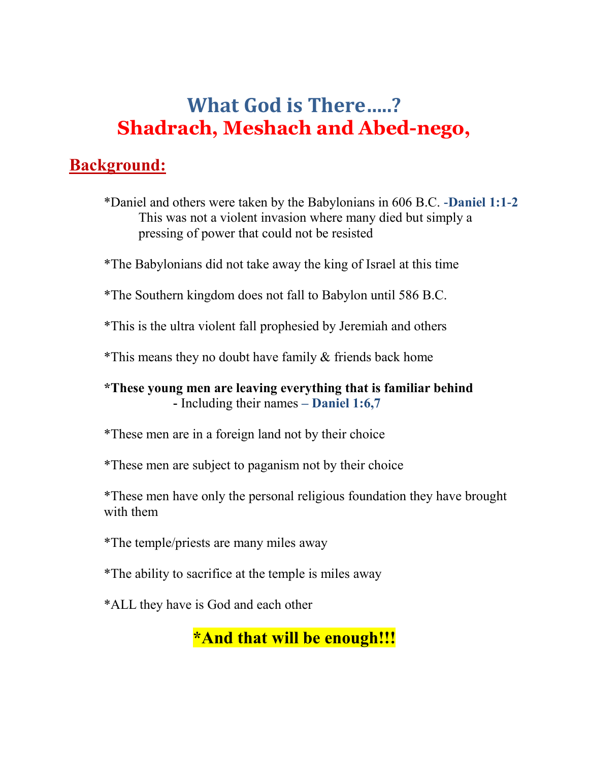# What God is There.....?
# Shadrach, Meshach and Abed-nego,

## Background:

*Daniel and others were taken by the Babylonians in 606 B.C. **-Daniel 1:1-2**
This was not a violent invasion where many died but simply a pressing of power that could not be resisted

*The Babylonians did not take away the king of Israel at this time

*The Southern kingdom does not fall to Babylon until 586 B.C.

*This is the ultra violent fall prophesied by Jeremiah and others

*This means they no doubt have family & friends back home

***These young men are leaving everything that is familiar behind**
- Including their names **– Daniel 1:6,7**

*These men are in a foreign land not by their choice

*These men are subject to paganism not by their choice

*These men have only the personal religious foundation they have brought with them

*The temple/priests are many miles away

*The ability to sacrifice at the temple is miles away

*ALL they have is God and each other

***And that will be enough!!!**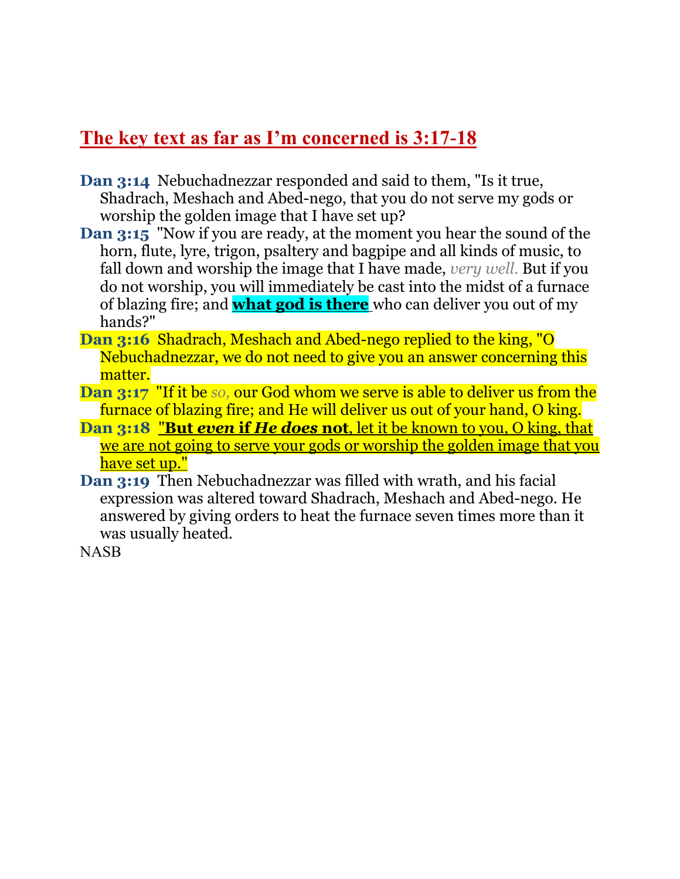## The key text as far as I'm concerned is 3:17-18

**Dan 3:14** Nebuchadnezzar responded and said to them, "Is it true, Shadrach, Meshach and Abed-nego, that you do not serve my gods or worship the golden image that I have set up?

**Dan 3:15** "Now if you are ready, at the moment you hear the sound of the horn, flute, lyre, trigon, psaltery and bagpipe and all kinds of music, to fall down and worship the image that I have made, *very well.* But if you do not worship, you will immediately be cast into the midst of a furnace of blazing fire; and **what god is there** who can deliver you out of my hands?"

**Dan 3:16** Shadrach, Meshach and Abed-nego replied to the king, "O Nebuchadnezzar, we do not need to give you an answer concerning this matter.

**Dan 3:17** "If it be *so,* our God whom we serve is able to deliver us from the furnace of blazing fire; and He will deliver us out of your hand, O king.

**Dan 3:18** "**But *even* if *He does* not**, let it be known to you, O king, that we are not going to serve your gods or worship the golden image that you have set up."

**Dan 3:19** Then Nebuchadnezzar was filled with wrath, and his facial expression was altered toward Shadrach, Meshach and Abed-nego. He answered by giving orders to heat the furnace seven times more than it was usually heated.

NASB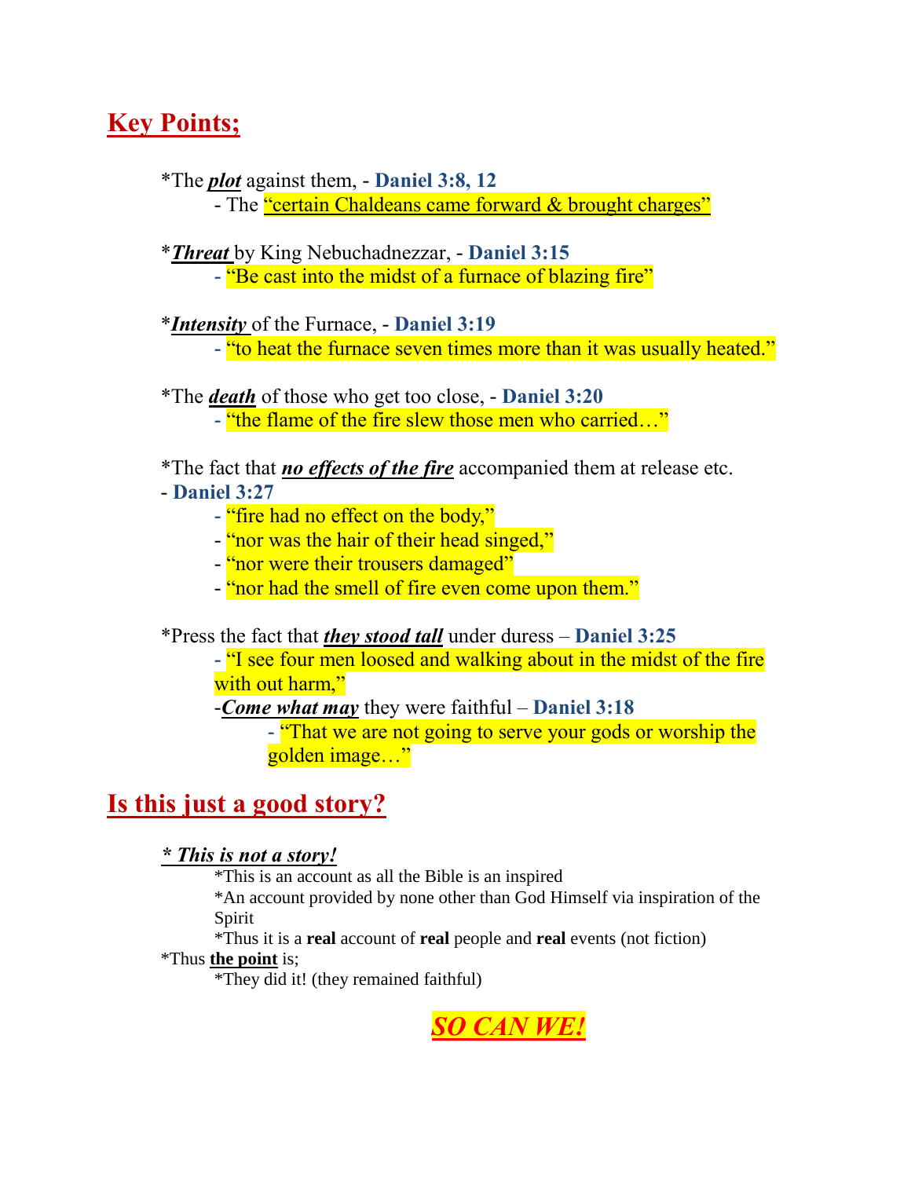## Key Points;

*The ***plot*** against them, - **Daniel 3:8, 12**
- The "certain Chaldeans came forward & brought charges"

****Threat**** by King Nebuchadnezzar, - **Daniel 3:15**
- "Be cast into the midst of a furnace of blazing fire"

****Intensity**** of the Furnace, - **Daniel 3:19**
- "to heat the furnace seven times more than it was usually heated."

*The ***death*** of those who get too close, - **Daniel 3:20**
- "the flame of the fire slew those men who carried…"

*The fact that ***no effects of the fire*** accompanied them at release etc.
- **Daniel 3:27**
  - "fire had no effect on the body,"
  - "nor was the hair of their head singed,"
  - "nor were their trousers damaged"
  - "nor had the smell of fire even come upon them."

*Press the fact that ***they stood tall*** under duress – **Daniel 3:25**
- "I see four men loosed and walking about in the midst of the fire with out harm,"
- ***Come what may*** they were faithful – **Daniel 3:18**
  - "That we are not going to serve your gods or worship the golden image…"

## Is this just a good story?

***\* This is not a story!***

*This is an account as all the Bible is an inspired
*An account provided by none other than God Himself via inspiration of the Spirit
*Thus it is a **real** account of **real** people and **real** events (not fiction)

*Thus **the point** is;

*They did it! (they remained faithful)

***SO CAN WE!***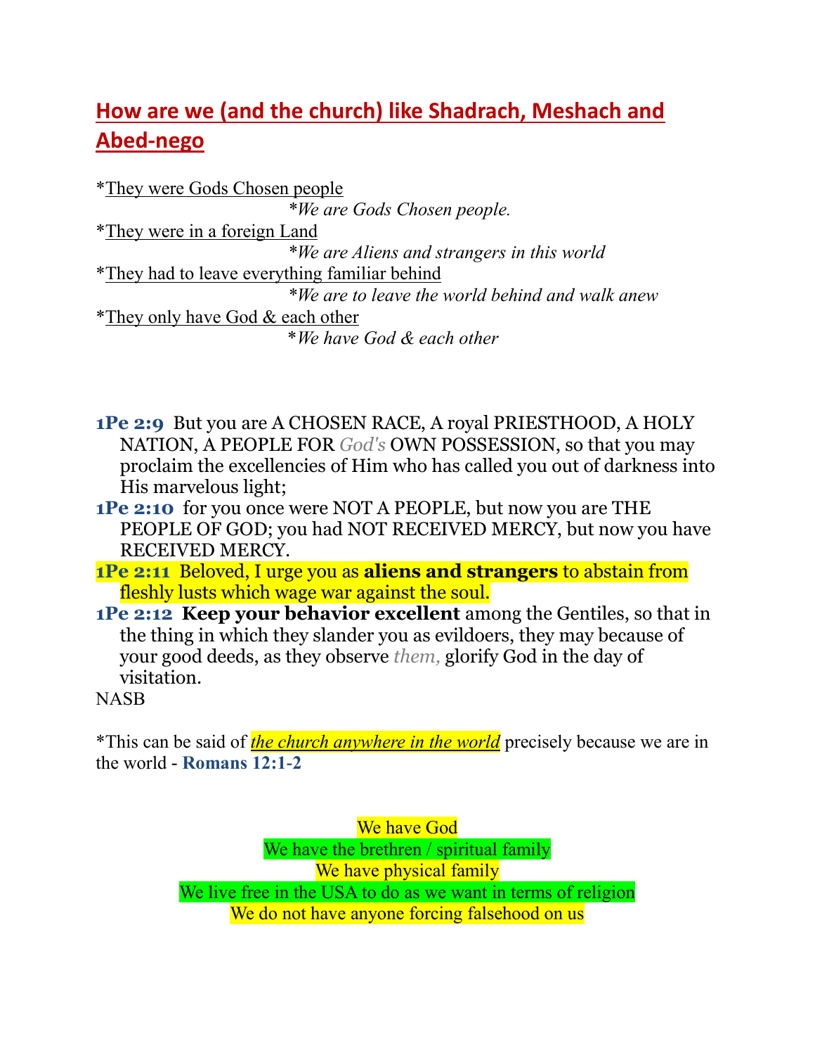## How are we (and the church) like Shadrach, Meshach and Abed-nego

*They were Gods Chosen people

*We are Gods Chosen people.*

*They were in a foreign Land

*We are Aliens and strangers in this world*

*They had to leave everything familiar behind

*We are to leave the world behind and walk anew*

*They only have God & each other

*We have God & each other*

**1Pe 2:9** But you are A CHOSEN RACE, A royal PRIESTHOOD, A HOLY NATION, A PEOPLE FOR *God's* OWN POSSESSION, so that you may proclaim the excellencies of Him who has called you out of darkness into His marvelous light;

**1Pe 2:10** for you once were NOT A PEOPLE, but now you are THE PEOPLE OF GOD; you had NOT RECEIVED MERCY, but now you have RECEIVED MERCY.

**1Pe 2:11** Beloved, I urge you as **aliens and strangers** to abstain from fleshly lusts which wage war against the soul.

**1Pe 2:12** **Keep your behavior excellent** among the Gentiles, so that in the thing in which they slander you as evildoers, they may because of your good deeds, as they observe *them,* glorify God in the day of visitation.

NASB

*This can be said of *the church anywhere in the world* precisely because we are in the world - **Romans 12:1-2**

We have God

We have the brethren / spiritual family

We have physical family

We live free in the USA to do as we want in terms of religion

We do not have anyone forcing falsehood on us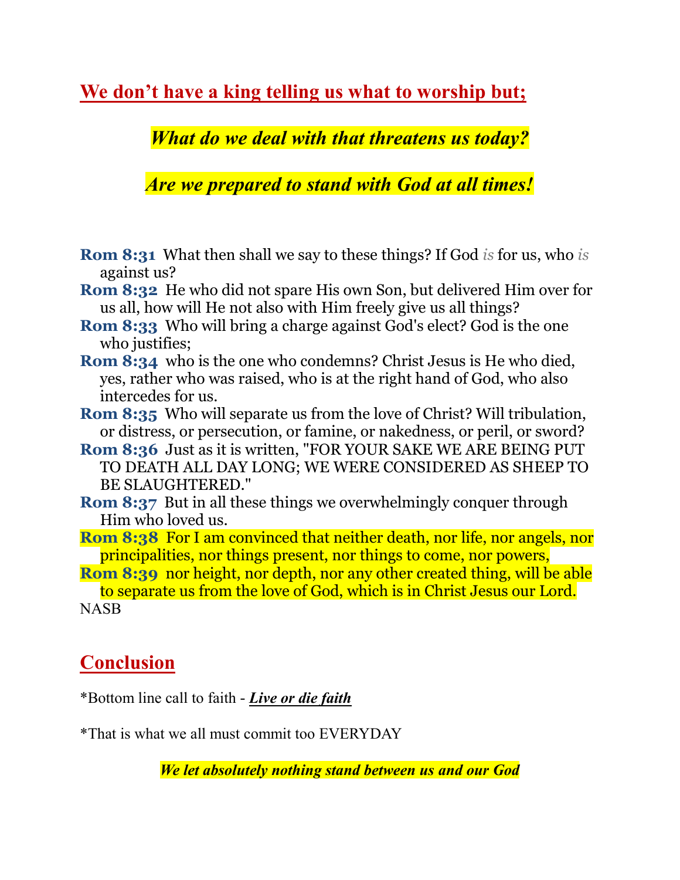## We don't have a king telling us what to worship but;

***What do we deal with that threatens us today?***

***Are we prepared to stand with God at all times!***

**Rom 8:31** What then shall we say to these things? If God *is* for us, who *is* against us?
**Rom 8:32** He who did not spare His own Son, but delivered Him over for us all, how will He not also with Him freely give us all things?
**Rom 8:33** Who will bring a charge against God's elect? God is the one who justifies;
**Rom 8:34** who is the one who condemns? Christ Jesus is He who died, yes, rather who was raised, who is at the right hand of God, who also intercedes for us.
**Rom 8:35** Who will separate us from the love of Christ? Will tribulation, or distress, or persecution, or famine, or nakedness, or peril, or sword?
**Rom 8:36** Just as it is written, "FOR YOUR SAKE WE ARE BEING PUT TO DEATH ALL DAY LONG; WE WERE CONSIDERED AS SHEEP TO BE SLAUGHTERED."
**Rom 8:37** But in all these things we overwhelmingly conquer through Him who loved us.
**Rom 8:38** For I am convinced that neither death, nor life, nor angels, nor principalities, nor things present, nor things to come, nor powers,
**Rom 8:39** nor height, nor depth, nor any other created thing, will be able to separate us from the love of God, which is in Christ Jesus our Lord.
NASB

## Conclusion

*Bottom line call to faith - ***Live or die faith***

*That is what we all must commit too EVERYDAY

***We let absolutely nothing stand between us and our God***